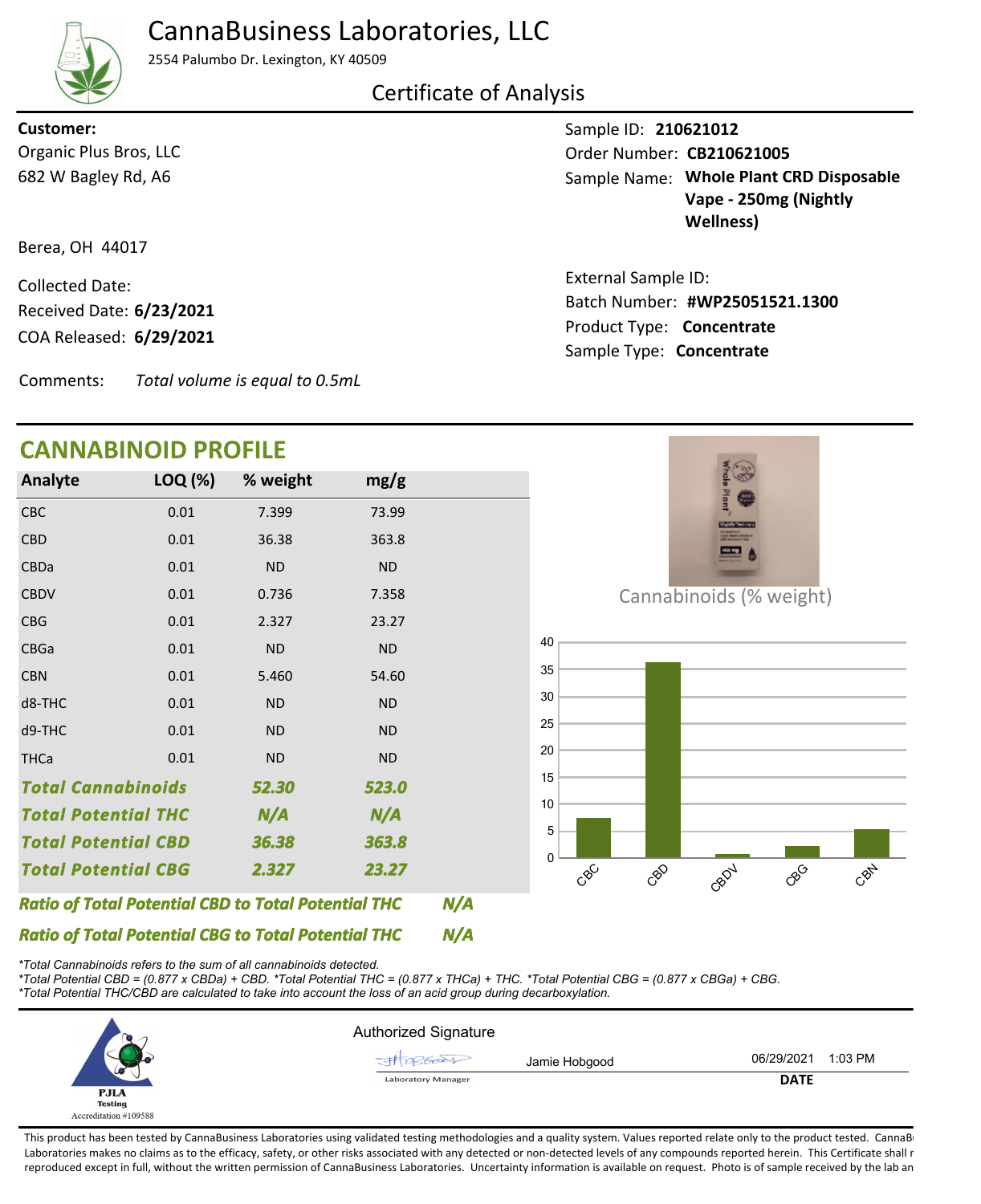# CannaBusiness Laboratories, LLC

2554 Palumbo Dr. Lexington, KY 40509

## Certificate of Analysis

**Customer:**
Organic Plus Bros, LLC
682 W Bagley Rd, A6

Berea, OH 44017

Collected Date:
Received Date: **6/23/2021**
COA Released: **6/29/2021**

Sample ID: **210621012**
Order Number: **CB210621005**
Sample Name: **Whole Plant CRD Disposable Vape - 250mg (Nightly Wellness)**

External Sample ID:
Batch Number: **#WP25051521.1300**
Product Type: **Concentrate**
Sample Type: **Concentrate**

Comments: *Total volume is equal to 0.5mL*

## CANNABINOID PROFILE

| Analyte | LOQ (%) | % weight | mg/g |
|---|---|---|---|
| CBC | 0.01 | 7.399 | 73.99 |
| CBD | 0.01 | 36.38 | 363.8 |
| CBDa | 0.01 | ND | ND |
| CBDV | 0.01 | 0.736 | 7.358 |
| CBG | 0.01 | 2.327 | 23.27 |
| CBGa | 0.01 | ND | ND |
| CBN | 0.01 | 5.460 | 54.60 |
| d8-THC | 0.01 | ND | ND |
| d9-THC | 0.01 | ND | ND |
| THCa | 0.01 | ND | ND |
| ***Total Cannabinoids*** | | ***52.30*** | ***523.0*** |
| ***Total Potential THC*** | | ***N/A*** | ***N/A*** |
| ***Total Potential CBD*** | | ***36.38*** | ***363.8*** |
| ***Total Potential CBG*** | | ***2.327*** | ***23.27*** |

***Ratio of Total Potential CBD to Total Potential THC*** ***N/A***

***Ratio of Total Potential CBG to Total Potential THC*** ***N/A***

Cannabinoids (% weight)

| Cannabinoid | % weight |
|---|---|
| CBC | 7.399 |
| CBD | 36.38 |
| CBDV | 0.736 |
| CBG | 2.327 |
| CBN | 5.460 |

*\*Total Cannabinoids refers to the sum of all cannabinoids detected.*
*\*Total Potential CBD = (0.877 x CBDa) + CBD. \*Total Potential THC = (0.877 x THCa) + THC. \*Total Potential CBG = (0.877 x CBGa) + CBG.*
*\*Total Potential THC/CBD are calculated to take into account the loss of an acid group during decarboxylation.*

PJLA Testing
Accreditation #109588

Authorized Signature

Jamie Hobgood — Laboratory Manager

06/29/2021 1:03 PM
**DATE**

This product has been tested by CannaBusiness Laboratories using validated testing methodologies and a quality system. Values reported relate only to the product tested. CannaBusiness Laboratories makes no claims as to the efficacy, safety, or other risks associated with any detected or non-detected levels of any compounds reported herein. This Certificate shall not be reproduced except in full, without the written permission of CannaBusiness Laboratories. Uncertainty information is available on request. Photo is of sample received by the lab and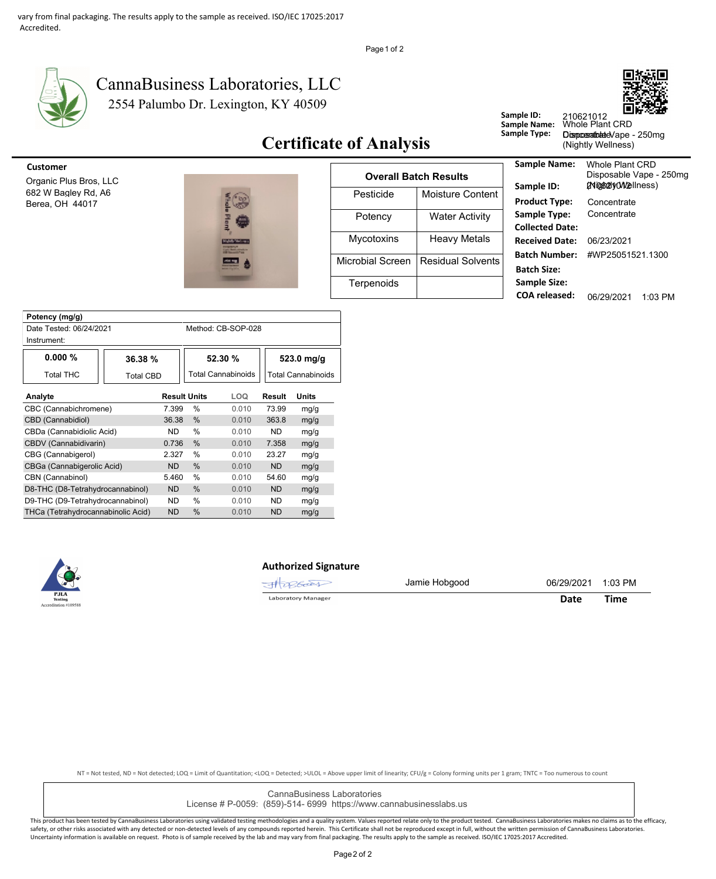vary from final packaging. The results apply to the sample as received. ISO/IEC 17025:2017 Accredited.

# CannaBusiness Laboratories, LLC

2554 Palumbo Dr. Lexington, KY 40509

**Sample ID:** 210621012
**Sample Name:** Whole Plant CRD
**Sample Type:** Disposable Vape - 250mg (Nightly Wellness)

## Certificate of Analysis

**Customer**

Organic Plus Bros, LLC
682 W Bagley Rd, A6
Berea, OH 44017

| Overall Batch Results | |
|---|---|
| Pesticide | Moisture Content |
| Potency | Water Activity |
| Mycotoxins | Heavy Metals |
| Microbial Screen | Residual Solvents |
| Terpenoids | |

| | |
|---|---|
| **Sample Name:** | Whole Plant CRD Disposable Vape - 250mg (Nightly Wellness) |
| **Sample ID:** | 210621012 |
| **Product Type:** | Concentrate |
| **Sample Type:** | Concentrate |
| **Collected Date:** | |
| **Received Date:** | 06/23/2021 |
| **Batch Number:** | #WP25051521.1300 |
| **Batch Size:** | |
| **Sample Size:** | |
| **COA released:** | 06/29/2021 1:03 PM |

**Potency (mg/g)**

Date Tested: 06/24/2021 | Method: CB-SOP-028
Instrument:

| 0.000 % | 36.38 % | 52.30 % | 523.0 mg/g |
|---|---|---|---|
| Total THC | Total CBD | Total Cannabinoids | Total Cannabinoids |

| Analyte | Result | Units | LOQ | Result | Units |
|---|---|---|---|---|---|
| CBC (Cannabichromene) | 7.399 | % | 0.010 | 73.99 | mg/g |
| CBD (Cannabidiol) | 36.38 | % | 0.010 | 363.8 | mg/g |
| CBDa (Cannabidiolic Acid) | ND | % | 0.010 | ND | mg/g |
| CBDV (Cannabidivarin) | 0.736 | % | 0.010 | 7.358 | mg/g |
| CBG (Cannabigerol) | 2.327 | % | 0.010 | 23.27 | mg/g |
| CBGa (Cannabigerolic Acid) | ND | % | 0.010 | ND | mg/g |
| CBN (Cannabinol) | 5.460 | % | 0.010 | 54.60 | mg/g |
| D8-THC (D8-Tetrahydrocannabinol) | ND | % | 0.010 | ND | mg/g |
| D9-THC (D9-Tetrahydrocannabinol) | ND | % | 0.010 | ND | mg/g |
| THCa (Tetrahydrocannabinolic Acid) | ND | % | 0.010 | ND | mg/g |

PJLA Testing Accreditation #109588

**Authorized Signature**

| | | Date | Time |
|---|---|---|---|
| Laboratory Manager | Jamie Hobgood | 06/29/2021 | 1:03 PM |

NT = Not tested, ND = Not detected; LOQ = Limit of Quantitation; <LOQ = Detected; >ULOL = Above upper limit of linearity; CFU/g = Colony forming units per 1 gram; TNTC = Too numerous to count

CannaBusiness Laboratories
License # P-0059: (859)-514- 6999 https://www.cannabusinesslabs.us

This product has been tested by CannaBusiness Laboratories using validated testing methodologies and a quality system. Values reported relate only to the product tested. CannaBusiness Laboratories makes no claims as to the efficacy, safety, or other risks associated with any detected or non-detected levels of any compounds reported herein. This Certificate shall not be reproduced except in full, without the written permission of CannaBusiness Laboratories. Uncertainty information is available on request. Photo is of sample received by the lab and may vary from final packaging. The results apply to the sample as received. ISO/IEC 17025:2017 Accredited.